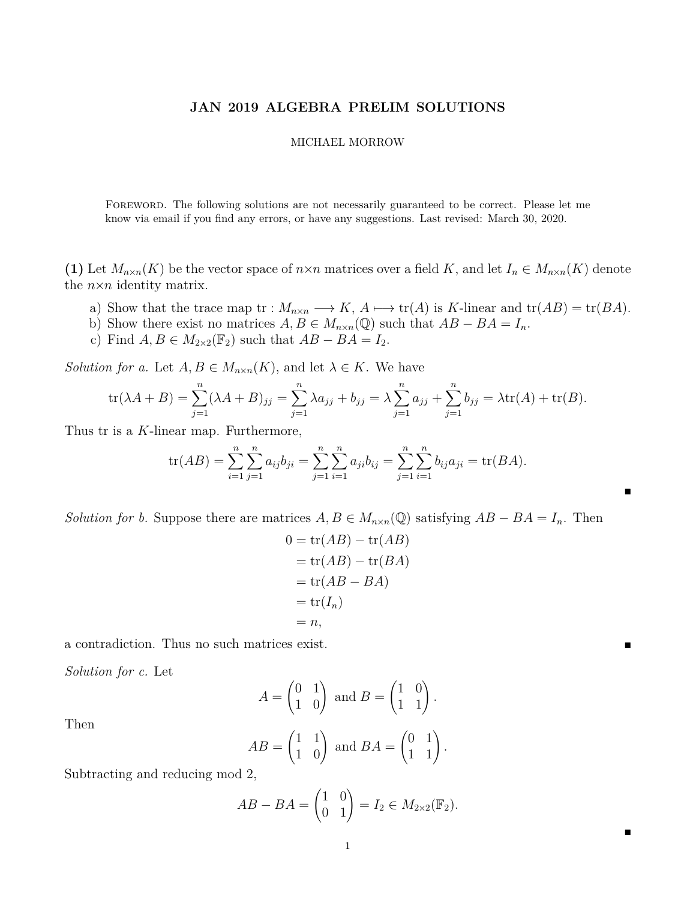# JAN 2019 ALGEBRA PRELIM SOLUTIONS

MICHAEL MORROW

Foreword. The following solutions are not necessarily guaranteed to be correct. Please let me know via email if you find any errors, or have any suggestions. Last revised: March 30, 2020.

**(1)** Let $M_{n\times n}(K)$ be the vector space of $n\times n$ matrices over a field $K$, and let $I_n \in M_{n\times n}(K)$ denote the $n\times n$ identity matrix.

a) Show that the trace map $\mathrm{tr} : M_{n\times n} \longrightarrow K$, $A \longmapsto \mathrm{tr}(A)$ is $K$-linear and $\mathrm{tr}(AB) = \mathrm{tr}(BA)$.
b) Show there exist no matrices $A, B \in M_{n\times n}(\mathbb{Q})$ such that $AB - BA = I_n$.
c) Find $A, B \in M_{2\times 2}(\mathbb{F}_2)$ such that $AB - BA = I_2$.

*Solution for a.* Let $A, B \in M_{n\times n}(K)$, and let $\lambda \in K$. We have

$$\mathrm{tr}(\lambda A + B) = \sum_{j=1}^{n} (\lambda A + B)_{jj} = \sum_{j=1}^{n} \lambda a_{jj} + b_{jj} = \lambda \sum_{j=1}^{n} a_{jj} + \sum_{j=1}^{n} b_{jj} = \lambda \mathrm{tr}(A) + \mathrm{tr}(B).$$

Thus tr is a $K$-linear map. Furthermore,

$$\mathrm{tr}(AB) = \sum_{i=1}^{n}\sum_{j=1}^{n} a_{ij}b_{ji} = \sum_{j=1}^{n}\sum_{i=1}^{n} a_{ji}b_{ij} = \sum_{j=1}^{n}\sum_{i=1}^{n} b_{ij}a_{ji} = \mathrm{tr}(BA).$$

■

*Solution for b.* Suppose there are matrices $A, B \in M_{n\times n}(\mathbb{Q})$ satisfying $AB - BA = I_n$. Then

$$\begin{aligned} 0 &= \mathrm{tr}(AB) - \mathrm{tr}(AB) \\ &= \mathrm{tr}(AB) - \mathrm{tr}(BA) \\ &= \mathrm{tr}(AB - BA) \\ &= \mathrm{tr}(I_n) \\ &= n, \end{aligned}$$

a contradiction. Thus no such matrices exist. ■

*Solution for c.* Let

$$A = \begin{pmatrix} 0 & 1 \\ 1 & 0 \end{pmatrix} \text{ and } B = \begin{pmatrix} 1 & 0 \\ 1 & 1 \end{pmatrix}.$$

Then

$$AB = \begin{pmatrix} 1 & 1 \\ 1 & 0 \end{pmatrix} \text{ and } BA = \begin{pmatrix} 0 & 1 \\ 1 & 1 \end{pmatrix}.$$

Subtracting and reducing mod 2,

$$AB - BA = \begin{pmatrix} 1 & 0 \\ 0 & 1 \end{pmatrix} = I_2 \in M_{2\times 2}(\mathbb{F}_2).$$

■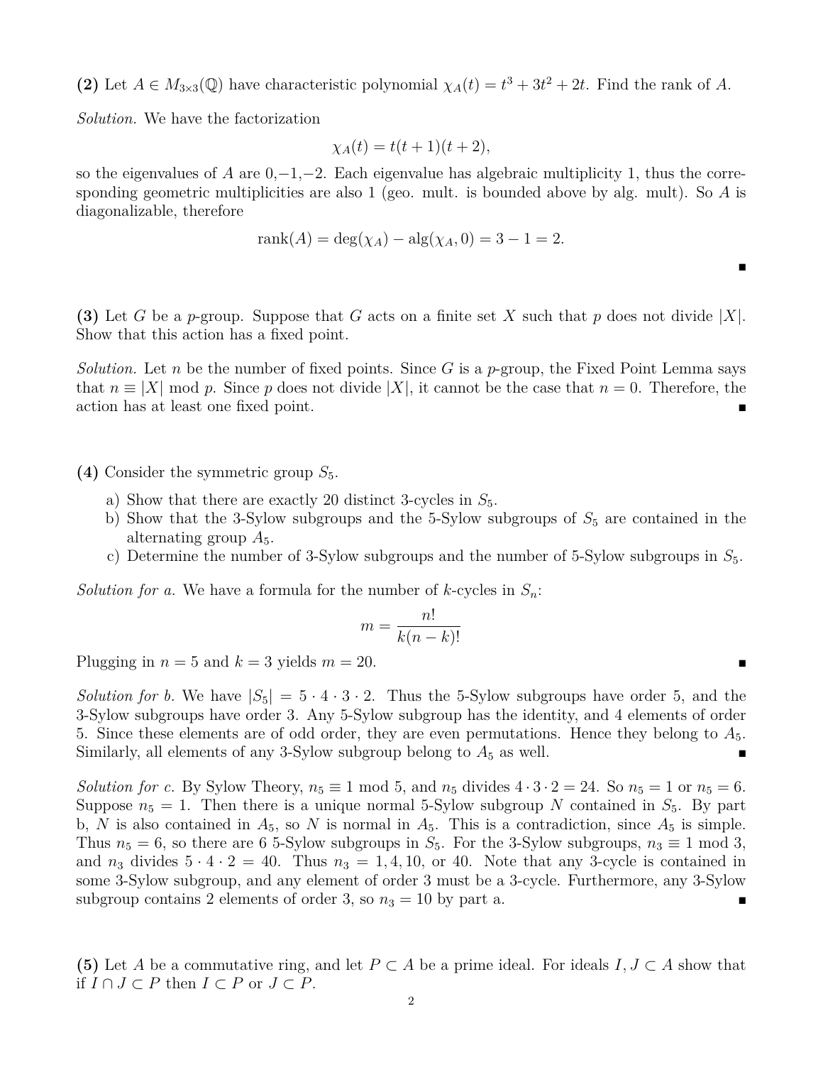**(2)** Let $A \in M_{3\times 3}(\mathbb{Q})$ have characteristic polynomial $\chi_A(t) = t^3 + 3t^2 + 2t$. Find the rank of $A$.

*Solution.* We have the factorization

$$\chi_A(t) = t(t+1)(t+2),$$

so the eigenvalues of $A$ are $0, -1, -2$. Each eigenvalue has algebraic multiplicity 1, thus the corresponding geometric multiplicities are also 1 (geo. mult. is bounded above by alg. mult). So $A$ is diagonalizable, therefore

$$\text{rank}(A) = \deg(\chi_A) - \text{alg}(\chi_A, 0) = 3 - 1 = 2.$$

∎

**(3)** Let $G$ be a $p$-group. Suppose that $G$ acts on a finite set $X$ such that $p$ does not divide $|X|$. Show that this action has a fixed point.

*Solution.* Let $n$ be the number of fixed points. Since $G$ is a $p$-group, the Fixed Point Lemma says that $n \equiv |X| \bmod p$. Since $p$ does not divide $|X|$, it cannot be the case that $n = 0$. Therefore, the action has at least one fixed point. ∎

**(4)** Consider the symmetric group $S_5$.

a) Show that there are exactly 20 distinct 3-cycles in $S_5$.
b) Show that the 3-Sylow subgroups and the 5-Sylow subgroups of $S_5$ are contained in the alternating group $A_5$.
c) Determine the number of 3-Sylow subgroups and the number of 5-Sylow subgroups in $S_5$.

*Solution for a.* We have a formula for the number of $k$-cycles in $S_n$:

$$m = \frac{n!}{k(n-k)!}$$

Plugging in $n = 5$ and $k = 3$ yields $m = 20$. ∎

*Solution for b.* We have $|S_5| = 5 \cdot 4 \cdot 3 \cdot 2$. Thus the 5-Sylow subgroups have order 5, and the 3-Sylow subgroups have order 3. Any 5-Sylow subgroup has the identity, and 4 elements of order 5. Since these elements are of odd order, they are even permutations. Hence they belong to $A_5$. Similarly, all elements of any 3-Sylow subgroup belong to $A_5$ as well. ∎

*Solution for c.* By Sylow Theory, $n_5 \equiv 1 \bmod 5$, and $n_5$ divides $4 \cdot 3 \cdot 2 = 24$. So $n_5 = 1$ or $n_5 = 6$. Suppose $n_5 = 1$. Then there is a unique normal 5-Sylow subgroup $N$ contained in $S_5$. By part b, $N$ is also contained in $A_5$, so $N$ is normal in $A_5$. This is a contradiction, since $A_5$ is simple. Thus $n_5 = 6$, so there are 6 5-Sylow subgroups in $S_5$. For the 3-Sylow subgroups, $n_3 \equiv 1 \bmod 3$, and $n_3$ divides $5 \cdot 4 \cdot 2 = 40$. Thus $n_3 = 1, 4, 10,$ or $40$. Note that any 3-cycle is contained in some 3-Sylow subgroup, and any element of order 3 must be a 3-cycle. Furthermore, any 3-Sylow subgroup contains 2 elements of order 3, so $n_3 = 10$ by part a. ∎

**(5)** Let $A$ be a commutative ring, and let $P \subset A$ be a prime ideal. For ideals $I, J \subset A$ show that if $I \cap J \subset P$ then $I \subset P$ or $J \subset P$.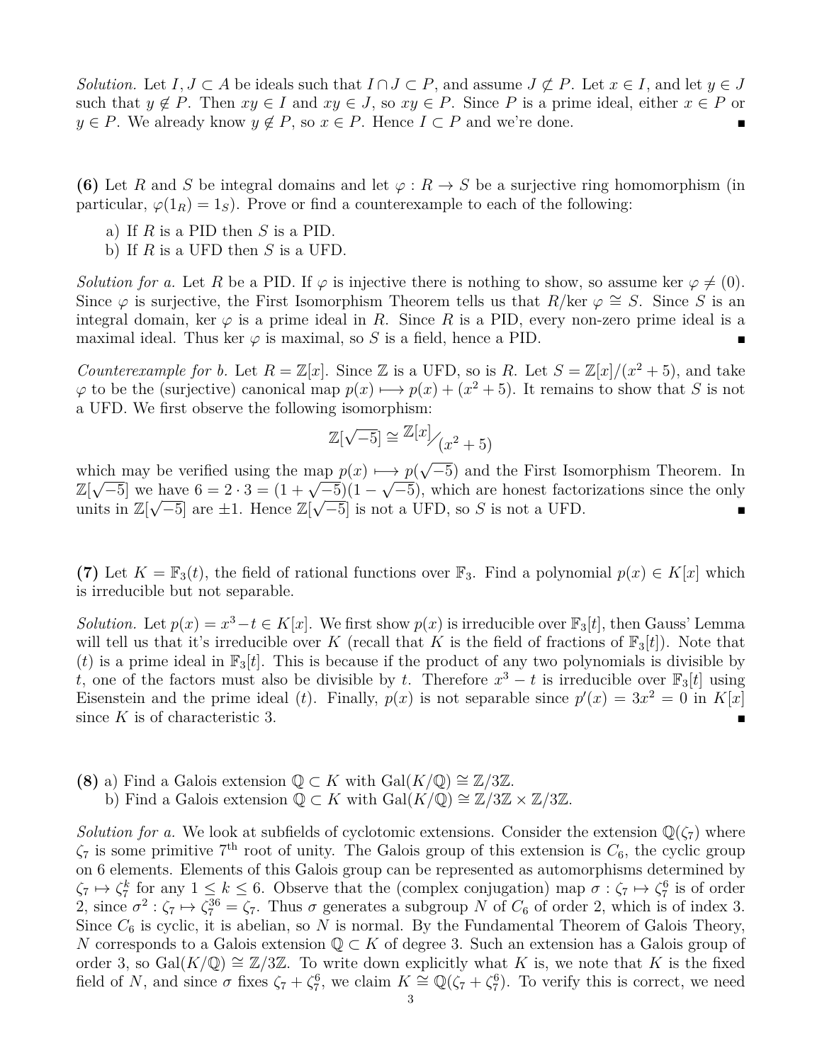*Solution.* Let $I, J \subset A$ be ideals such that $I \cap J \subset P$, and assume $J \not\subset P$. Let $x \in I$, and let $y \in J$ such that $y \notin P$. Then $xy \in I$ and $xy \in J$, so $xy \in P$. Since $P$ is a prime ideal, either $x \in P$ or $y \in P$. We already know $y \notin P$, so $x \in P$. Hence $I \subset P$ and we're done. ∎

**(6)** Let $R$ and $S$ be integral domains and let $\varphi : R \to S$ be a surjective ring homomorphism (in particular, $\varphi(1_R) = 1_S$). Prove or find a counterexample to each of the following:

a) If $R$ is a PID then $S$ is a PID.
b) If $R$ is a UFD then $S$ is a UFD.

*Solution for a.* Let $R$ be a PID. If $\varphi$ is injective there is nothing to show, so assume $\ker\varphi \neq (0)$. Since $\varphi$ is surjective, the First Isomorphism Theorem tells us that $R/\ker\varphi \cong S$. Since $S$ is an integral domain, $\ker\varphi$ is a prime ideal in $R$. Since $R$ is a PID, every non-zero prime ideal is a maximal ideal. Thus $\ker\varphi$ is maximal, so $S$ is a field, hence a PID. ∎

*Counterexample for b.* Let $R = \mathbb{Z}[x]$. Since $\mathbb{Z}$ is a UFD, so is $R$. Let $S = \mathbb{Z}[x]/(x^2+5)$, and take $\varphi$ to be the (surjective) canonical map $p(x) \longmapsto p(x) + (x^2+5)$. It remains to show that $S$ is not a UFD. We first observe the following isomorphism:

$$\mathbb{Z}[\sqrt{-5}] \cong {\mathbb{Z}[x]}\big/{(x^2+5)}$$

which may be verified using the map $p(x) \longmapsto p(\sqrt{-5})$ and the First Isomorphism Theorem. In $\mathbb{Z}[\sqrt{-5}]$ we have $6 = 2 \cdot 3 = (1+\sqrt{-5})(1-\sqrt{-5})$, which are honest factorizations since the only units in $\mathbb{Z}[\sqrt{-5}]$ are $\pm 1$. Hence $\mathbb{Z}[\sqrt{-5}]$ is not a UFD, so $S$ is not a UFD. ∎

**(7)** Let $K = \mathbb{F}_3(t)$, the field of rational functions over $\mathbb{F}_3$. Find a polynomial $p(x) \in K[x]$ which is irreducible but not separable.

*Solution.* Let $p(x) = x^3 - t \in K[x]$. We first show $p(x)$ is irreducible over $\mathbb{F}_3[t]$, then Gauss' Lemma will tell us that it's irreducible over $K$ (recall that $K$ is the field of fractions of $\mathbb{F}_3[t]$). Note that $(t)$ is a prime ideal in $\mathbb{F}_3[t]$. This is because if the product of any two polynomials is divisible by $t$, one of the factors must also be divisible by $t$. Therefore $x^3 - t$ is irreducible over $\mathbb{F}_3[t]$ using Eisenstein and the prime ideal $(t)$. Finally, $p(x)$ is not separable since $p'(x) = 3x^2 = 0$ in $K[x]$ since $K$ is of characteristic 3. ∎

**(8)** a) Find a Galois extension $\mathbb{Q} \subset K$ with $\mathrm{Gal}(K/\mathbb{Q}) \cong \mathbb{Z}/3\mathbb{Z}$.
b) Find a Galois extension $\mathbb{Q} \subset K$ with $\mathrm{Gal}(K/\mathbb{Q}) \cong \mathbb{Z}/3\mathbb{Z} \times \mathbb{Z}/3\mathbb{Z}$.

*Solution for a.* We look at subfields of cyclotomic extensions. Consider the extension $\mathbb{Q}(\zeta_7)$ where $\zeta_7$ is some primitive $7^{\text{th}}$ root of unity. The Galois group of this extension is $C_6$, the cyclic group on 6 elements. Elements of this Galois group can be represented as automorphisms determined by $\zeta_7 \mapsto \zeta_7^k$ for any $1 \leq k \leq 6$. Observe that the (complex conjugation) map $\sigma : \zeta_7 \mapsto \zeta_7^6$ is of order 2, since $\sigma^2 : \zeta_7 \mapsto \zeta_7^{36} = \zeta_7$. Thus $\sigma$ generates a subgroup $N$ of $C_6$ of order 2, which is of index 3. Since $C_6$ is cyclic, it is abelian, so $N$ is normal. By the Fundamental Theorem of Galois Theory, $N$ corresponds to a Galois extension $\mathbb{Q} \subset K$ of degree 3. Such an extension has a Galois group of order 3, so $\mathrm{Gal}(K/\mathbb{Q}) \cong \mathbb{Z}/3\mathbb{Z}$. To write down explicitly what $K$ is, we note that $K$ is the fixed field of $N$, and since $\sigma$ fixes $\zeta_7 + \zeta_7^6$, we claim $K \cong \mathbb{Q}(\zeta_7 + \zeta_7^6)$. To verify this is correct, we need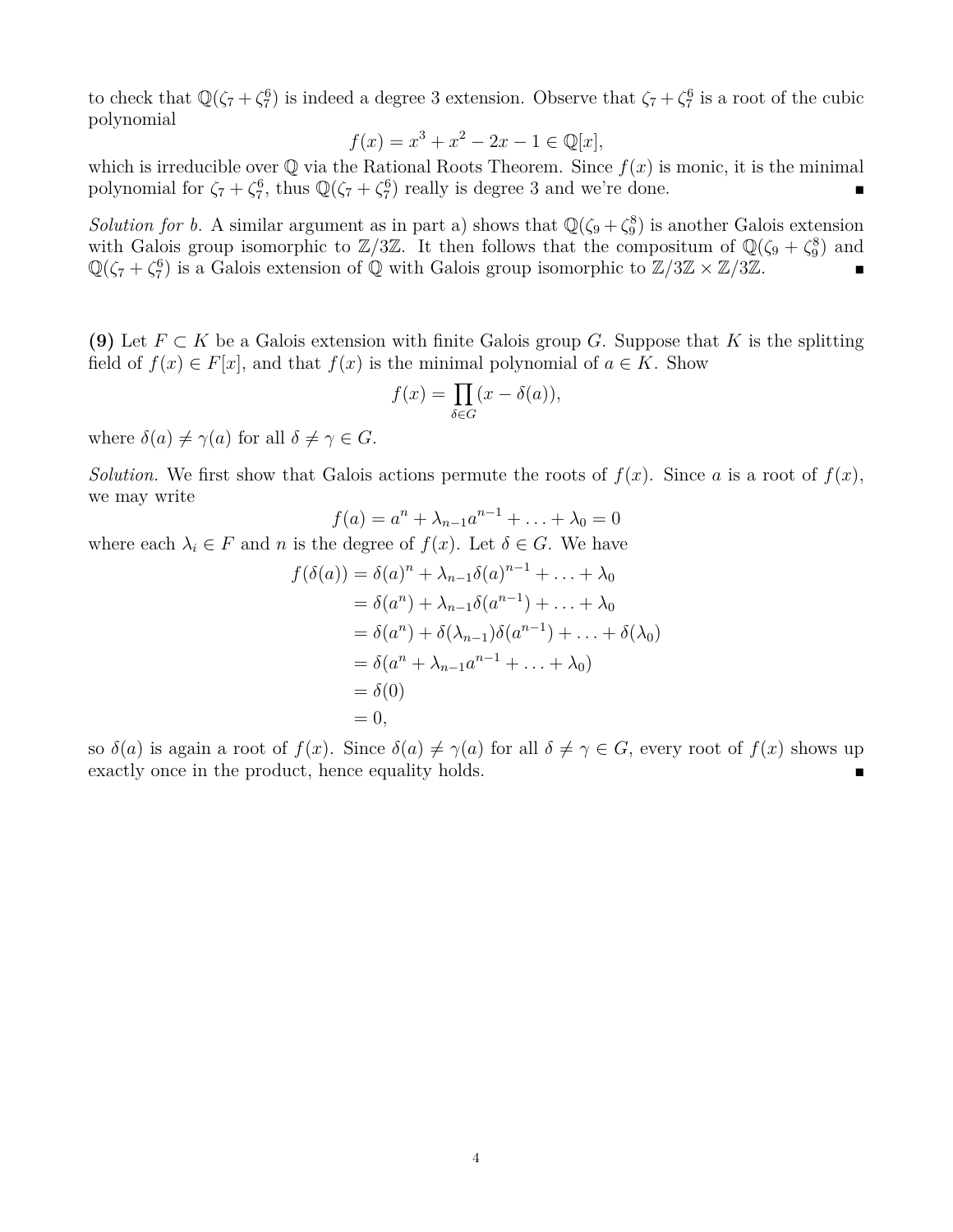to check that $\mathbb{Q}(\zeta_7 + \zeta_7^6)$ is indeed a degree 3 extension. Observe that $\zeta_7 + \zeta_7^6$ is a root of the cubic polynomial

$$f(x) = x^3 + x^2 - 2x - 1 \in \mathbb{Q}[x],$$

which is irreducible over $\mathbb{Q}$ via the Rational Roots Theorem. Since $f(x)$ is monic, it is the minimal polynomial for $\zeta_7 + \zeta_7^6$, thus $\mathbb{Q}(\zeta_7 + \zeta_7^6)$ really is degree 3 and we're done. ∎

*Solution for b.* A similar argument as in part a) shows that $\mathbb{Q}(\zeta_9 + \zeta_9^8)$ is another Galois extension with Galois group isomorphic to $\mathbb{Z}/3\mathbb{Z}$. It then follows that the compositum of $\mathbb{Q}(\zeta_9 + \zeta_9^8)$ and $\mathbb{Q}(\zeta_7 + \zeta_7^6)$ is a Galois extension of $\mathbb{Q}$ with Galois group isomorphic to $\mathbb{Z}/3\mathbb{Z} \times \mathbb{Z}/3\mathbb{Z}$. ∎

**(9)** Let $F \subset K$ be a Galois extension with finite Galois group $G$. Suppose that $K$ is the splitting field of $f(x) \in F[x]$, and that $f(x)$ is the minimal polynomial of $a \in K$. Show

$$f(x) = \prod_{\delta \in G} (x - \delta(a)),$$

where $\delta(a) \neq \gamma(a)$ for all $\delta \neq \gamma \in G$.

*Solution.* We first show that Galois actions permute the roots of $f(x)$. Since $a$ is a root of $f(x)$, we may write

$$f(a) = a^n + \lambda_{n-1}a^{n-1} + \ldots + \lambda_0 = 0$$

where each $\lambda_i \in F$ and $n$ is the degree of $f(x)$. Let $\delta \in G$. We have

$$\begin{aligned}
f(\delta(a)) &= \delta(a)^n + \lambda_{n-1}\delta(a)^{n-1} + \ldots + \lambda_0 \\
&= \delta(a^n) + \lambda_{n-1}\delta(a^{n-1}) + \ldots + \lambda_0 \\
&= \delta(a^n) + \delta(\lambda_{n-1})\delta(a^{n-1}) + \ldots + \delta(\lambda_0) \\
&= \delta(a^n + \lambda_{n-1}a^{n-1} + \ldots + \lambda_0) \\
&= \delta(0) \\
&= 0,
\end{aligned}$$

so $\delta(a)$ is again a root of $f(x)$. Since $\delta(a) \neq \gamma(a)$ for all $\delta \neq \gamma \in G$, every root of $f(x)$ shows up exactly once in the product, hence equality holds. ∎